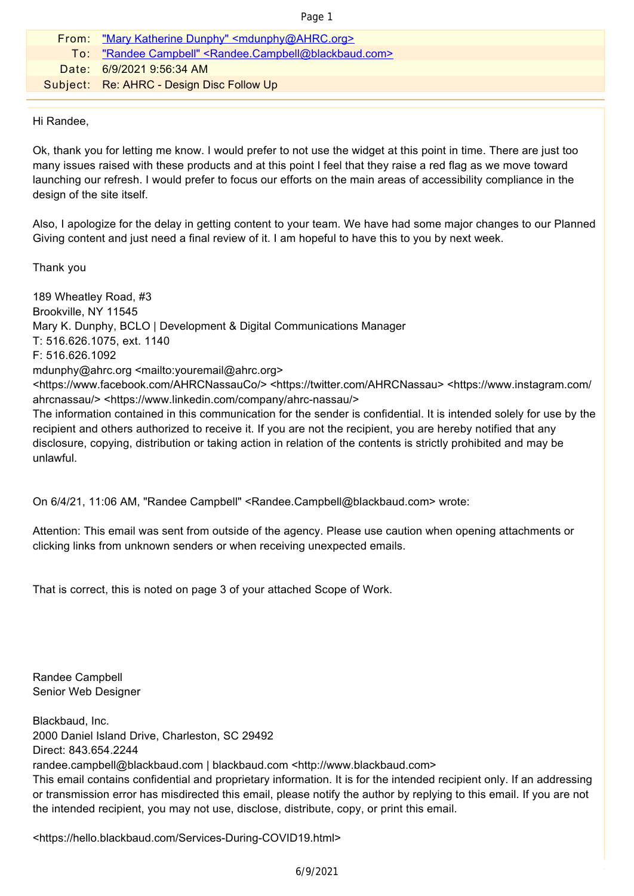| | |
|---|---|
| From: | "Mary Katherine Dunphy" <mdunphy@AHRC.org> |
| To: | "Randee Campbell" <Randee.Campbell@blackbaud.com> |
| Date: | 6/9/2021 9:56:34 AM |
| Subject: | Re: AHRC - Design Disc Follow Up |

Hi Randee,

Ok, thank you for letting me know. I would prefer to not use the widget at this point in time. There are just too many issues raised with these products and at this point I feel that they raise a red flag as we move toward launching our refresh. I would prefer to focus our efforts on the main areas of accessibility compliance in the design of the site itself.

Also, I apologize for the delay in getting content to your team. We have had some major changes to our Planned Giving content and just need a final review of it. I am hopeful to have this to you by next week.

Thank you

189 Wheatley Road, #3
Brookville, NY 11545
Mary K. Dunphy, BCLO | Development & Digital Communications Manager
T: 516.626.1075, ext. 1140
F: 516.626.1092
mdunphy@ahrc.org <mailto:youremail@ahrc.org>
<https://www.facebook.com/AHRCNassauCo/> <https://twitter.com/AHRCNassau> <https://www.instagram.com/ahrcnassau/> <https://www.linkedin.com/company/ahrc-nassau/>
The information contained in this communication for the sender is confidential. It is intended solely for use by the recipient and others authorized to receive it. If you are not the recipient, you are hereby notified that any disclosure, copying, distribution or taking action in relation of the contents is strictly prohibited and may be unlawful.

On 6/4/21, 11:06 AM, "Randee Campbell" <Randee.Campbell@blackbaud.com> wrote:

Attention: This email was sent from outside of the agency. Please use caution when opening attachments or clicking links from unknown senders or when receiving unexpected emails.

That is correct, this is noted on page 3 of your attached Scope of Work.

Randee Campbell
Senior Web Designer

Blackbaud, Inc.
2000 Daniel Island Drive, Charleston, SC 29492
Direct: 843.654.2244
randee.campbell@blackbaud.com | blackbaud.com <http://www.blackbaud.com>
This email contains confidential and proprietary information. It is for the intended recipient only. If an addressing or transmission error has misdirected this email, please notify the author by replying to this email. If you are not the intended recipient, you may not use, disclose, distribute, copy, or print this email.

<https://hello.blackbaud.com/Services-During-COVID19.html>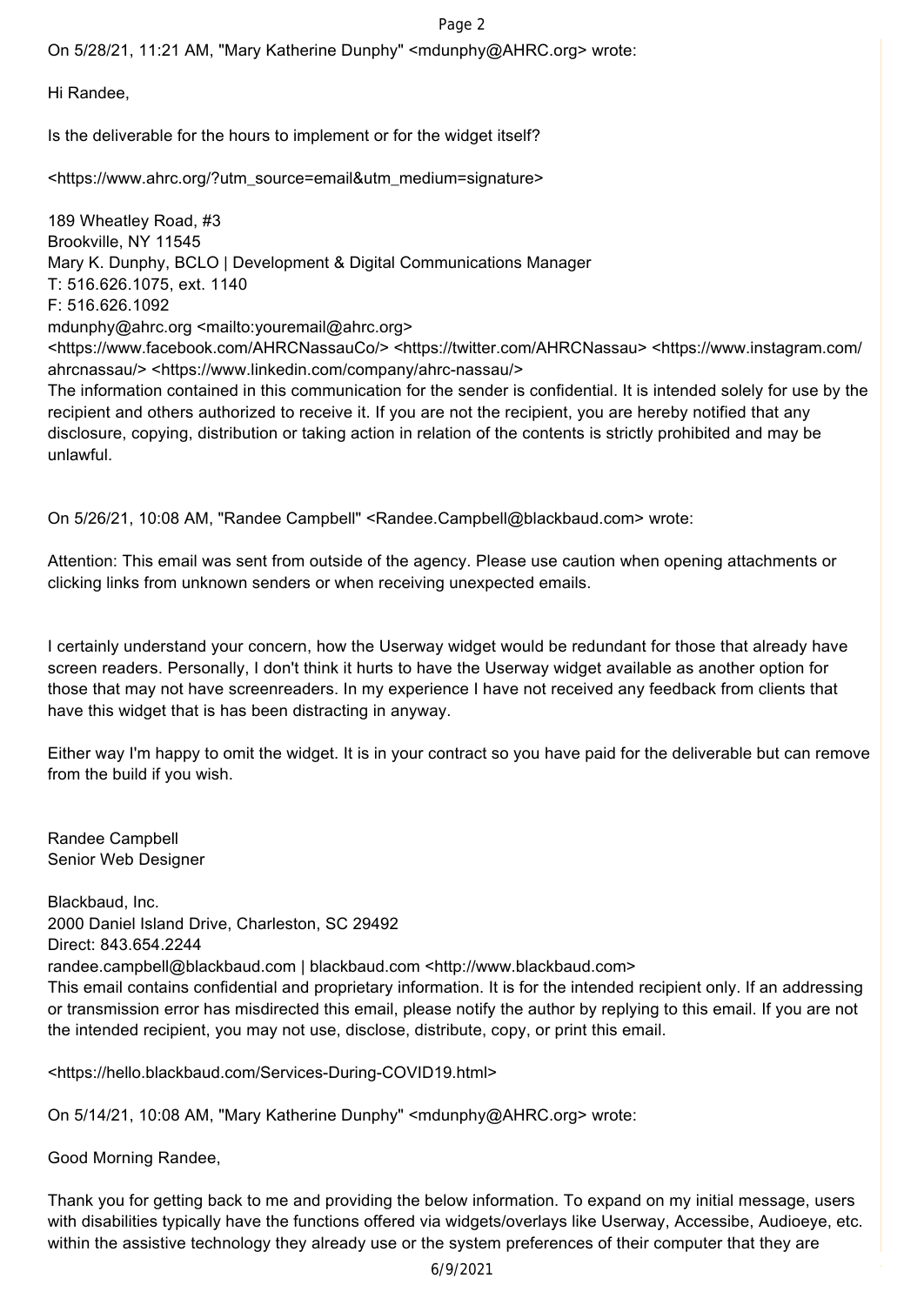On 5/28/21, 11:21 AM, "Mary Katherine Dunphy" <mdunphy@AHRC.org> wrote:

Hi Randee,

Is the deliverable for the hours to implement or for the widget itself?

<https://www.ahrc.org/?utm_source=email&utm_medium=signature>

189 Wheatley Road, #3
Brookville, NY 11545
Mary K. Dunphy, BCLO | Development & Digital Communications Manager
T: 516.626.1075, ext. 1140
F: 516.626.1092
mdunphy@ahrc.org <mailto:youremail@ahrc.org>
<https://www.facebook.com/AHRCNassauCo/> <https://twitter.com/AHRCNassau> <https://www.instagram.com/ahrcnassau/> <https://www.linkedin.com/company/ahrc-nassau/>
The information contained in this communication for the sender is confidential. It is intended solely for use by the recipient and others authorized to receive it. If you are not the recipient, you are hereby notified that any disclosure, copying, distribution or taking action in relation of the contents is strictly prohibited and may be unlawful.

On 5/26/21, 10:08 AM, "Randee Campbell" <Randee.Campbell@blackbaud.com> wrote:

Attention: This email was sent from outside of the agency. Please use caution when opening attachments or clicking links from unknown senders or when receiving unexpected emails.

I certainly understand your concern, how the Userway widget would be redundant for those that already have screen readers. Personally, I don't think it hurts to have the Userway widget available as another option for those that may not have screenreaders. In my experience I have not received any feedback from clients that have this widget that is has been distracting in anyway.

Either way I'm happy to omit the widget. It is in your contract so you have paid for the deliverable but can remove from the build if you wish.

Randee Campbell
Senior Web Designer

Blackbaud, Inc.
2000 Daniel Island Drive, Charleston, SC 29492
Direct: 843.654.2244
randee.campbell@blackbaud.com | blackbaud.com <http://www.blackbaud.com>
This email contains confidential and proprietary information. It is for the intended recipient only. If an addressing or transmission error has misdirected this email, please notify the author by replying to this email. If you are not the intended recipient, you may not use, disclose, distribute, copy, or print this email.

<https://hello.blackbaud.com/Services-During-COVID19.html>

On 5/14/21, 10:08 AM, "Mary Katherine Dunphy" <mdunphy@AHRC.org> wrote:

Good Morning Randee,

Thank you for getting back to me and providing the below information. To expand on my initial message, users with disabilities typically have the functions offered via widgets/overlays like Userway, Accessibe, Audioeye, etc. within the assistive technology they already use or the system preferences of their computer that they are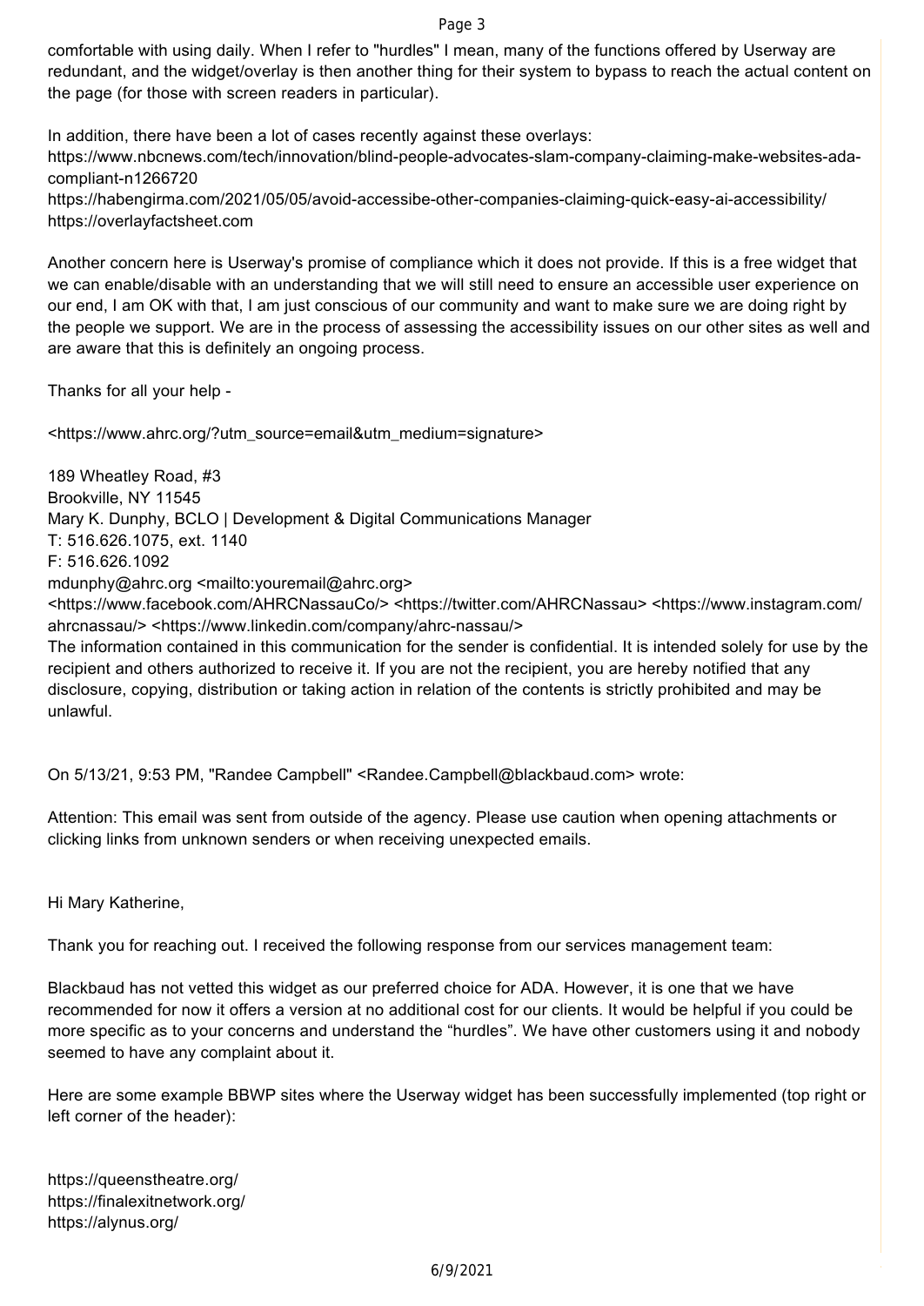comfortable with using daily. When I refer to "hurdles" I mean, many of the functions offered by Userway are redundant, and the widget/overlay is then another thing for their system to bypass to reach the actual content on the page (for those with screen readers in particular).

In addition, there have been a lot of cases recently against these overlays:
https://www.nbcnews.com/tech/innovation/blind-people-advocates-slam-company-claiming-make-websites-ada-compliant-n1266720
https://habengirma.com/2021/05/05/avoid-accessibe-other-companies-claiming-quick-easy-ai-accessibility/
https://overlayfactsheet.com

Another concern here is Userway's promise of compliance which it does not provide. If this is a free widget that we can enable/disable with an understanding that we will still need to ensure an accessible user experience on our end, I am OK with that, I am just conscious of our community and want to make sure we are doing right by the people we support. We are in the process of assessing the accessibility issues on our other sites as well and are aware that this is definitely an ongoing process.

Thanks for all your help -

<https://www.ahrc.org/?utm_source=email&utm_medium=signature>

189 Wheatley Road, #3
Brookville, NY 11545
Mary K. Dunphy, BCLO | Development & Digital Communications Manager
T: 516.626.1075, ext. 1140
F: 516.626.1092
mdunphy@ahrc.org <mailto:youremail@ahrc.org>
<https://www.facebook.com/AHRCNassauCo/> <https://twitter.com/AHRCNassau> <https://www.instagram.com/ahrcnassau/> <https://www.linkedin.com/company/ahrc-nassau/>
The information contained in this communication for the sender is confidential. It is intended solely for use by the recipient and others authorized to receive it. If you are not the recipient, you are hereby notified that any disclosure, copying, distribution or taking action in relation of the contents is strictly prohibited and may be unlawful.

On 5/13/21, 9:53 PM, "Randee Campbell" <Randee.Campbell@blackbaud.com> wrote:

Attention: This email was sent from outside of the agency. Please use caution when opening attachments or clicking links from unknown senders or when receiving unexpected emails.

Hi Mary Katherine,

Thank you for reaching out. I received the following response from our services management team:

Blackbaud has not vetted this widget as our preferred choice for ADA. However, it is one that we have recommended for now it offers a version at no additional cost for our clients. It would be helpful if you could be more specific as to your concerns and understand the “hurdles”. We have other customers using it and nobody seemed to have any complaint about it.

Here are some example BBWP sites where the Userway widget has been successfully implemented (top right or left corner of the header):

https://queenstheatre.org/
https://finalexitnetwork.org/
https://alynus.org/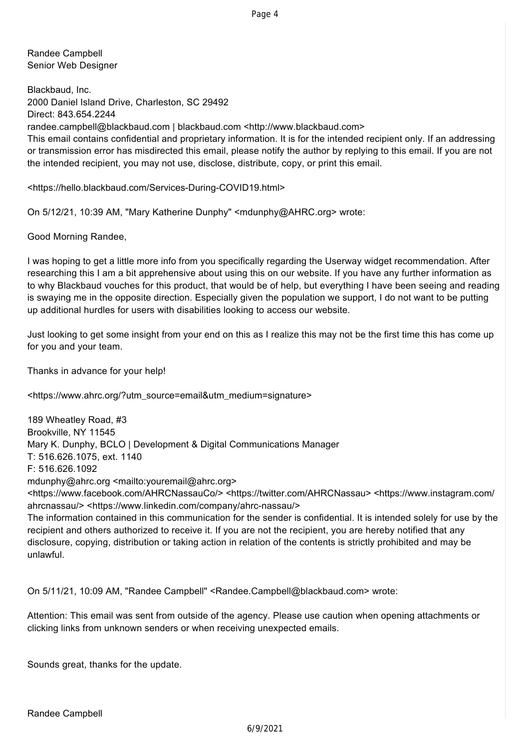Randee Campbell
Senior Web Designer

Blackbaud, Inc.
2000 Daniel Island Drive, Charleston, SC 29492
Direct: 843.654.2244
randee.campbell@blackbaud.com | blackbaud.com <http://www.blackbaud.com>
This email contains confidential and proprietary information. It is for the intended recipient only. If an addressing or transmission error has misdirected this email, please notify the author by replying to this email. If you are not the intended recipient, you may not use, disclose, distribute, copy, or print this email.

<https://hello.blackbaud.com/Services-During-COVID19.html>

On 5/12/21, 10:39 AM, "Mary Katherine Dunphy" <mdunphy@AHRC.org> wrote:

Good Morning Randee,

I was hoping to get a little more info from you specifically regarding the Userway widget recommendation. After researching this I am a bit apprehensive about using this on our website. If you have any further information as to why Blackbaud vouches for this product, that would be of help, but everything I have been seeing and reading is swaying me in the opposite direction. Especially given the population we support, I do not want to be putting up additional hurdles for users with disabilities looking to access our website.

Just looking to get some insight from your end on this as I realize this may not be the first time this has come up for you and your team.

Thanks in advance for your help!

<https://www.ahrc.org/?utm_source=email&utm_medium=signature>

189 Wheatley Road, #3
Brookville, NY 11545
Mary K. Dunphy, BCLO | Development & Digital Communications Manager
T: 516.626.1075, ext. 1140
F: 516.626.1092
mdunphy@ahrc.org <mailto:youremail@ahrc.org>
<https://www.facebook.com/AHRCNassauCo/> <https://twitter.com/AHRCNassau> <https://www.instagram.com/ahrcnassau/> <https://www.linkedin.com/company/ahrc-nassau/>
The information contained in this communication for the sender is confidential. It is intended solely for use by the recipient and others authorized to receive it. If you are not the recipient, you are hereby notified that any disclosure, copying, distribution or taking action in relation of the contents is strictly prohibited and may be unlawful.

On 5/11/21, 10:09 AM, "Randee Campbell" <Randee.Campbell@blackbaud.com> wrote:

Attention: This email was sent from outside of the agency. Please use caution when opening attachments or clicking links from unknown senders or when receiving unexpected emails.

Sounds great, thanks for the update.

Randee Campbell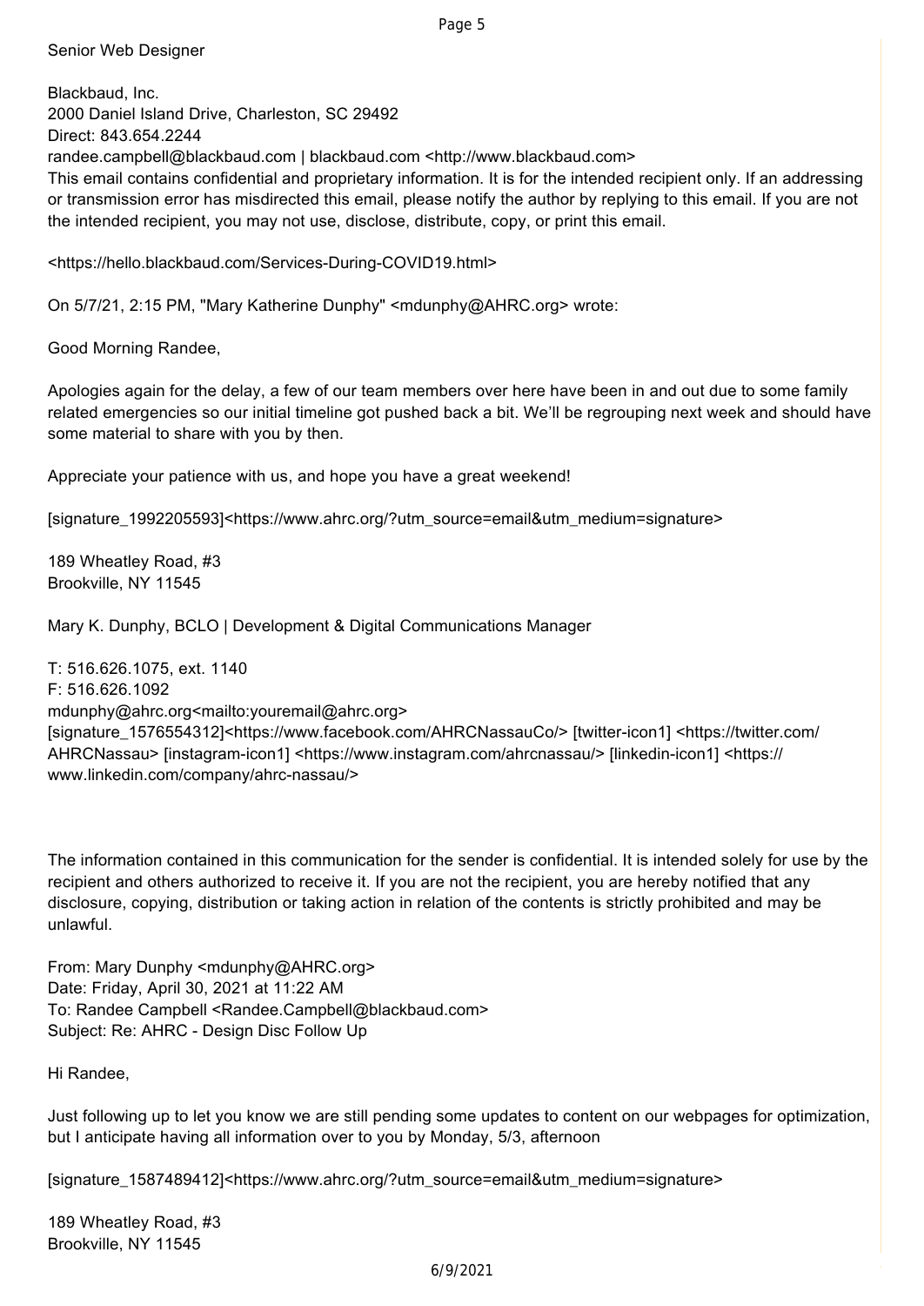Senior Web Designer

Blackbaud, Inc.
2000 Daniel Island Drive, Charleston, SC 29492
Direct: 843.654.2244
randee.campbell@blackbaud.com | blackbaud.com <http://www.blackbaud.com>
This email contains confidential and proprietary information. It is for the intended recipient only. If an addressing or transmission error has misdirected this email, please notify the author by replying to this email. If you are not the intended recipient, you may not use, disclose, distribute, copy, or print this email.

<https://hello.blackbaud.com/Services-During-COVID19.html>

On 5/7/21, 2:15 PM, "Mary Katherine Dunphy" <mdunphy@AHRC.org> wrote:

Good Morning Randee,

Apologies again for the delay, a few of our team members over here have been in and out due to some family related emergencies so our initial timeline got pushed back a bit. We'll be regrouping next week and should have some material to share with you by then.

Appreciate your patience with us, and hope you have a great weekend!

[signature_1992205593]<https://www.ahrc.org/?utm_source=email&utm_medium=signature>

189 Wheatley Road, #3
Brookville, NY 11545

Mary K. Dunphy, BCLO | Development & Digital Communications Manager

T: 516.626.1075, ext. 1140
F: 516.626.1092
mdunphy@ahrc.org<mailto:youremail@ahrc.org>
[signature_1576554312]<https://www.facebook.com/AHRCNassauCo/> [twitter-icon1] <https://twitter.com/AHRCNassau> [instagram-icon1] <https://www.instagram.com/ahrcnassau/> [linkedin-icon1] <https://www.linkedin.com/company/ahrc-nassau/>

The information contained in this communication for the sender is confidential. It is intended solely for use by the recipient and others authorized to receive it. If you are not the recipient, you are hereby notified that any disclosure, copying, distribution or taking action in relation of the contents is strictly prohibited and may be unlawful.

From: Mary Dunphy <mdunphy@AHRC.org>
Date: Friday, April 30, 2021 at 11:22 AM
To: Randee Campbell <Randee.Campbell@blackbaud.com>
Subject: Re: AHRC - Design Disc Follow Up

Hi Randee,

Just following up to let you know we are still pending some updates to content on our webpages for optimization, but I anticipate having all information over to you by Monday, 5/3, afternoon

[signature_1587489412]<https://www.ahrc.org/?utm_source=email&utm_medium=signature>

189 Wheatley Road, #3
Brookville, NY 11545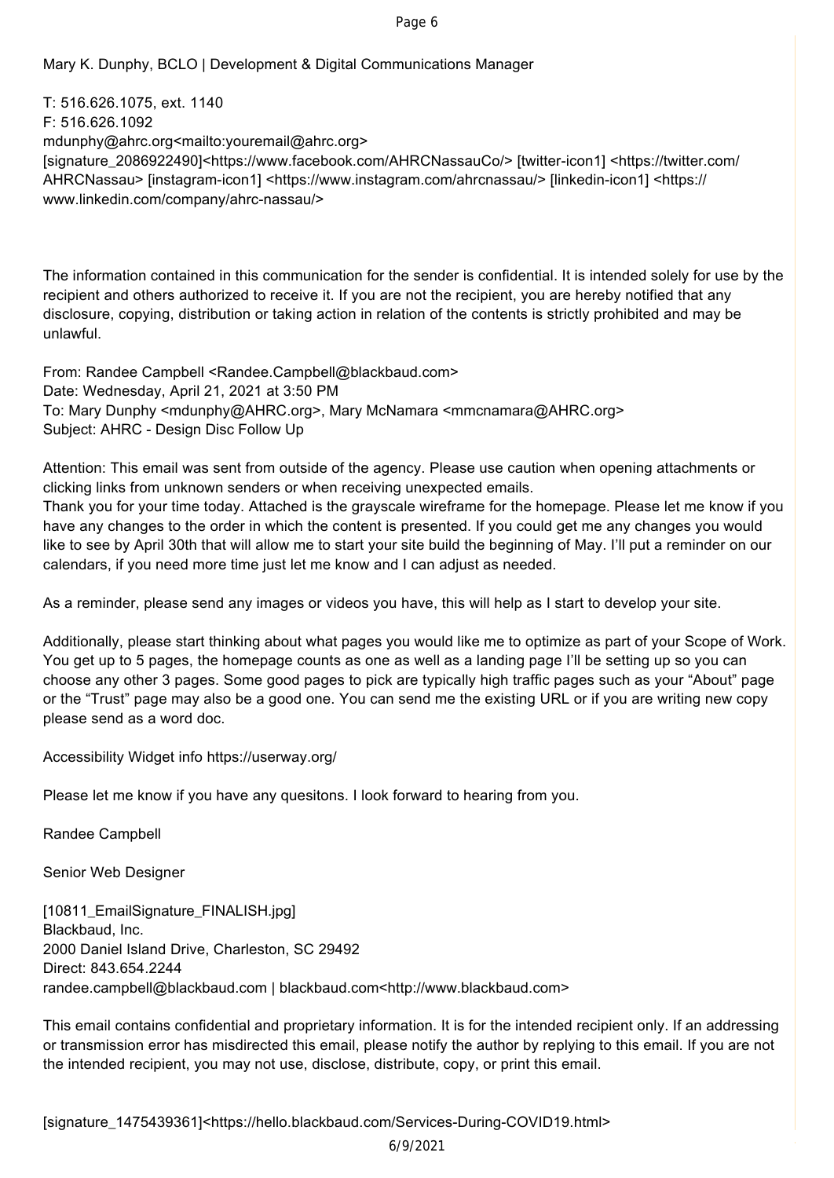Mary K. Dunphy, BCLO | Development & Digital Communications Manager

T: 516.626.1075, ext. 1140
F: 516.626.1092
mdunphy@ahrc.org<mailto:youremail@ahrc.org>
[signature_2086922490]<https://www.facebook.com/AHRCNassauCo/> [twitter-icon1] <https://twitter.com/AHRCNassau> [instagram-icon1] <https://www.instagram.com/ahrcnassau/> [linkedin-icon1] <https://www.linkedin.com/company/ahrc-nassau/>

The information contained in this communication for the sender is confidential. It is intended solely for use by the recipient and others authorized to receive it. If you are not the recipient, you are hereby notified that any disclosure, copying, distribution or taking action in relation of the contents is strictly prohibited and may be unlawful.

From: Randee Campbell <Randee.Campbell@blackbaud.com>
Date: Wednesday, April 21, 2021 at 3:50 PM
To: Mary Dunphy <mdunphy@AHRC.org>, Mary McNamara <mmcnamara@AHRC.org>
Subject: AHRC - Design Disc Follow Up

Attention: This email was sent from outside of the agency. Please use caution when opening attachments or clicking links from unknown senders or when receiving unexpected emails.
Thank you for your time today. Attached is the grayscale wireframe for the homepage. Please let me know if you have any changes to the order in which the content is presented. If you could get me any changes you would like to see by April 30th that will allow me to start your site build the beginning of May. I'll put a reminder on our calendars, if you need more time just let me know and I can adjust as needed.

As a reminder, please send any images or videos you have, this will help as I start to develop your site.

Additionally, please start thinking about what pages you would like me to optimize as part of your Scope of Work. You get up to 5 pages, the homepage counts as one as well as a landing page I'll be setting up so you can choose any other 3 pages. Some good pages to pick are typically high traffic pages such as your "About" page or the "Trust" page may also be a good one. You can send me the existing URL or if you are writing new copy please send as a word doc.

Accessibility Widget info https://userway.org/

Please let me know if you have any quesitons. I look forward to hearing from you.

Randee Campbell

Senior Web Designer

[10811_EmailSignature_FINALISH.jpg]
Blackbaud, Inc.
2000 Daniel Island Drive, Charleston, SC 29492
Direct: 843.654.2244
randee.campbell@blackbaud.com | blackbaud.com<http://www.blackbaud.com>

This email contains confidential and proprietary information. It is for the intended recipient only. If an addressing or transmission error has misdirected this email, please notify the author by replying to this email. If you are not the intended recipient, you may not use, disclose, distribute, copy, or print this email.

[signature_1475439361]<https://hello.blackbaud.com/Services-During-COVID19.html>